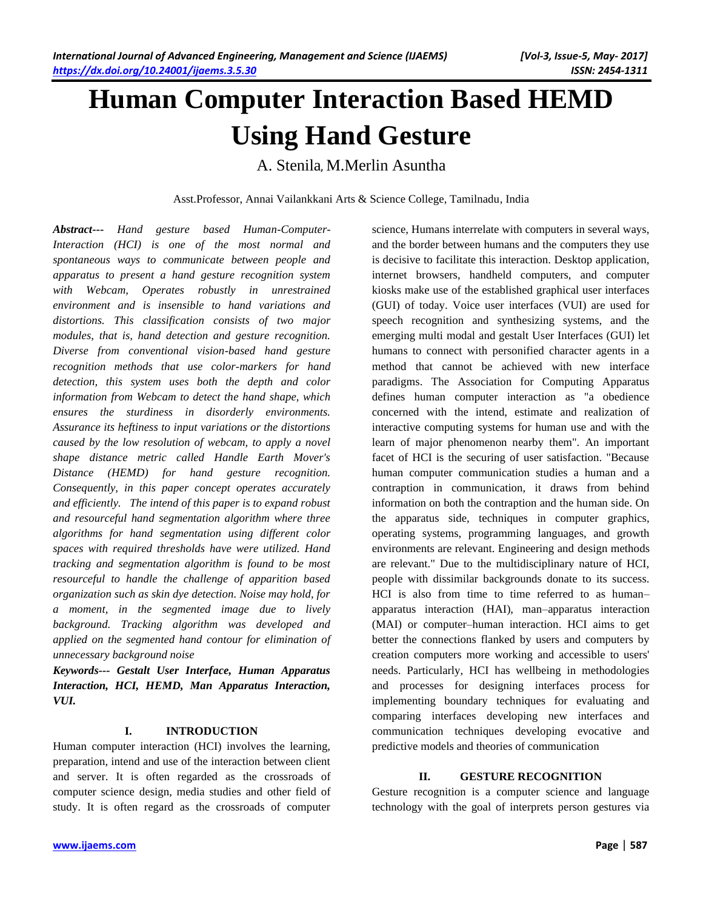# Human Computer Interaction Based HEMD Using Hand Gesture

A. Stenila, M.Merlin Asuntha

Asst.Professor, Annai Vailankkani Arts & Science College, Tamilnadu, India

***Abstract---*** *Hand gesture based Human-Computer-Interaction (HCI) is one of the most normal and spontaneous ways to communicate between people and apparatus to present a hand gesture recognition system with Webcam, Operates robustly in unrestrained environment and is insensible to hand variations and distortions. This classification consists of two major modules, that is, hand detection and gesture recognition. Diverse from conventional vision-based hand gesture recognition methods that use color-markers for hand detection, this system uses both the depth and color information from Webcam to detect the hand shape, which ensures the sturdiness in disorderly environments. Assurance its heftiness to input variations or the distortions caused by the low resolution of webcam, to apply a novel shape distance metric called Handle Earth Mover's Distance (HEMD) for hand gesture recognition. Consequently, in this paper concept operates accurately and efficiently. The intend of this paper is to expand robust and resourceful hand segmentation algorithm where three algorithms for hand segmentation using different color spaces with required thresholds have were utilized. Hand tracking and segmentation algorithm is found to be most resourceful to handle the challenge of apparition based organization such as skin dye detection. Noise may hold, for a moment, in the segmented image due to lively background. Tracking algorithm was developed and applied on the segmented hand contour for elimination of unnecessary background noise*

***Keywords---*** ***Gestalt User Interface, Human Apparatus Interaction, HCI, HEMD, Man Apparatus Interaction, VUI.***

## I. INTRODUCTION

Human computer interaction (HCI) involves the learning, preparation, intend and use of the interaction between client and server. It is often regarded as the crossroads of computer science design, media studies and other field of study. It is often regard as the crossroads of computer science, Humans interrelate with computers in several ways, and the border between humans and the computers they use is decisive to facilitate this interaction. Desktop application, internet browsers, handheld computers, and computer kiosks make use of the established graphical user interfaces (GUI) of today. Voice user interfaces (VUI) are used for speech recognition and synthesizing systems, and the emerging multi modal and gestalt User Interfaces (GUI) let humans to connect with personified character agents in a method that cannot be achieved with new interface paradigms. The Association for Computing Apparatus defines human computer interaction as "a obedience concerned with the intend, estimate and realization of interactive computing systems for human use and with the learn of major phenomenon nearby them". An important facet of HCI is the securing of user satisfaction. "Because human computer communication studies a human and a contraption in communication, it draws from behind information on both the contraption and the human side. On the apparatus side, techniques in computer graphics, operating systems, programming languages, and growth environments are relevant. Engineering and design methods are relevant." Due to the multidisciplinary nature of HCI, people with dissimilar backgrounds donate to its success. HCI is also from time to time referred to as human–apparatus interaction (HAI), man–apparatus interaction (MAI) or computer–human interaction. HCI aims to get better the connections flanked by users and computers by creation computers more working and accessible to users' needs. Particularly, HCI has wellbeing in methodologies and processes for designing interfaces process for implementing boundary techniques for evaluating and comparing interfaces developing new interfaces and communication techniques developing evocative and predictive models and theories of communication

## II. GESTURE RECOGNITION

Gesture recognition is a computer science and language technology with the goal of interprets person gestures via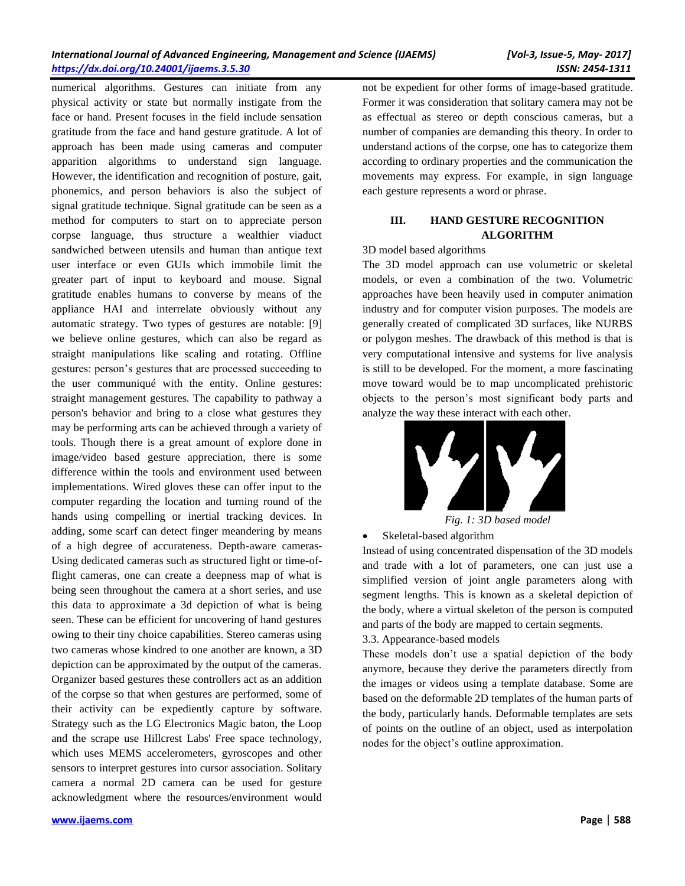numerical algorithms. Gestures can initiate from any physical activity or state but normally instigate from the face or hand. Present focuses in the field include sensation gratitude from the face and hand gesture gratitude. A lot of approach has been made using cameras and computer apparition algorithms to understand sign language. However, the identification and recognition of posture, gait, phonemics, and person behaviors is also the subject of signal gratitude technique. Signal gratitude can be seen as a method for computers to start on to appreciate person corpse language, thus structure a wealthier viaduct sandwiched between utensils and human than antique text user interface or even GUIs which immobile limit the greater part of input to keyboard and mouse. Signal gratitude enables humans to converse by means of the appliance HAI and interrelate obviously without any automatic strategy. Two types of gestures are notable: [9] we believe online gestures, which can also be regard as straight manipulations like scaling and rotating. Offline gestures: person's gestures that are processed succeeding to the user communiqué with the entity. Online gestures: straight management gestures. The capability to pathway a person's behavior and bring to a close what gestures they may be performing arts can be achieved through a variety of tools. Though there is a great amount of explore done in image/video based gesture appreciation, there is some difference within the tools and environment used between implementations. Wired gloves these can offer input to the computer regarding the location and turning round of the hands using compelling or inertial tracking devices. In adding, some scarf can detect finger meandering by means of a high degree of accurateness. Depth-aware cameras- Using dedicated cameras such as structured light or time-of-flight cameras, one can create a deepness map of what is being seen throughout the camera at a short series, and use this data to approximate a 3d depiction of what is being seen. These can be efficient for uncovering of hand gestures owing to their tiny choice capabilities. Stereo cameras using two cameras whose kindred to one another are known, a 3D depiction can be approximated by the output of the cameras. Organizer based gestures these controllers act as an addition of the corpse so that when gestures are performed, some of their activity can be expediently capture by software. Strategy such as the LG Electronics Magic baton, the Loop and the scrape use Hillcrest Labs' Free space technology, which uses MEMS accelerometers, gyroscopes and other sensors to interpret gestures into cursor association. Solitary camera a normal 2D camera can be used for gesture acknowledgment where the resources/environment would not be expedient for other forms of image-based gratitude. Former it was consideration that solitary camera may not be as effectual as stereo or depth conscious cameras, but a number of companies are demanding this theory. In order to understand actions of the corpse, one has to categorize them according to ordinary properties and the communication the movements may express. For example, in sign language each gesture represents a word or phrase.

## III. HAND GESTURE RECOGNITION ALGORITHM

3D model based algorithms

The 3D model approach can use volumetric or skeletal models, or even a combination of the two. Volumetric approaches have been heavily used in computer animation industry and for computer vision purposes. The models are generally created of complicated 3D surfaces, like NURBS or polygon meshes. The drawback of this method is that is very computational intensive and systems for live analysis is still to be developed. For the moment, a more fascinating move toward would be to map uncomplicated prehistoric objects to the person's most significant body parts and analyze the way these interact with each other.

*Fig. 1: 3D based model*

- Skeletal-based algorithm

Instead of using concentrated dispensation of the 3D models and trade with a lot of parameters, one can just use a simplified version of joint angle parameters along with segment lengths. This is known as a skeletal depiction of the body, where a virtual skeleton of the person is computed and parts of the body are mapped to certain segments.

3.3. Appearance-based models

These models don't use a spatial depiction of the body anymore, because they derive the parameters directly from the images or videos using a template database. Some are based on the deformable 2D templates of the human parts of the body, particularly hands. Deformable templates are sets of points on the outline of an object, used as interpolation nodes for the object's outline approximation.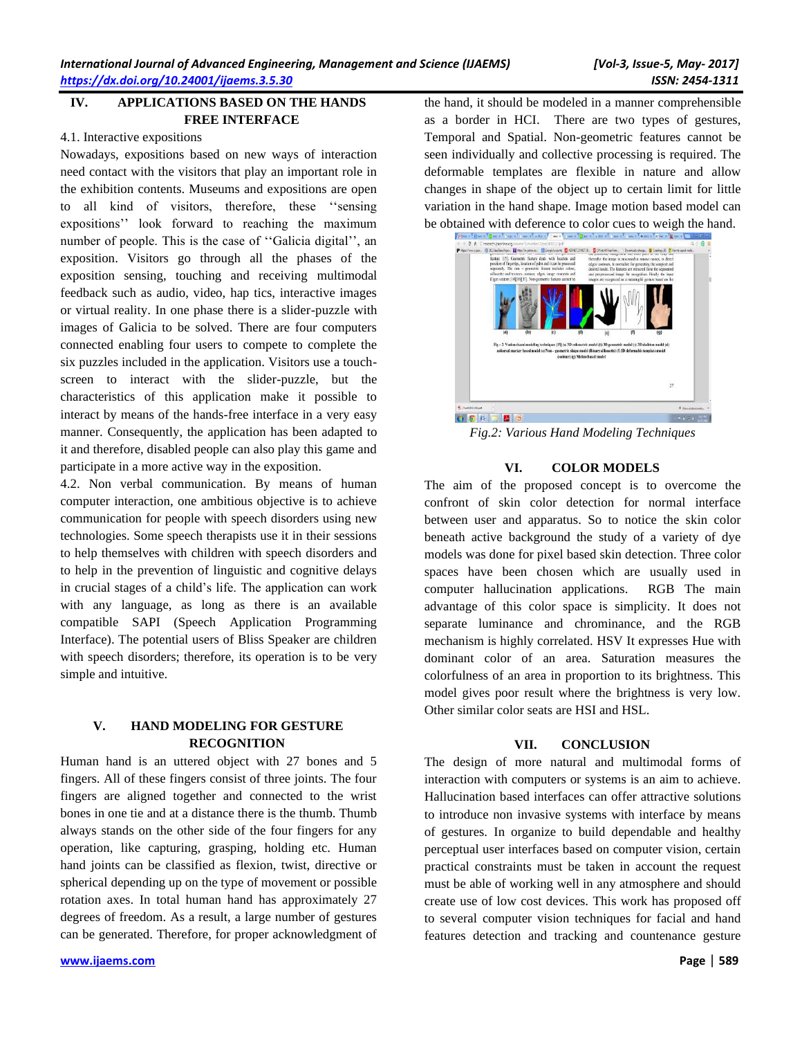## IV. APPLICATIONS BASED ON THE HANDS FREE INTERFACE

4.1. Interactive expositions

Nowadays, expositions based on new ways of interaction need contact with the visitors that play an important role in the exhibition contents. Museums and expositions are open to all kind of visitors, therefore, these ''sensing expositions'' look forward to reaching the maximum number of people. This is the case of ''Galicia digital'', an exposition. Visitors go through all the phases of the exposition sensing, touching and receiving multimodal feedback such as audio, video, hap tics, interactive images or virtual reality. In one phase there is a slider-puzzle with images of Galicia to be solved. There are four computers connected enabling four users to compete to complete the six puzzles included in the application. Visitors use a touch-screen to interact with the slider-puzzle, but the characteristics of this application make it possible to interact by means of the hands-free interface in a very easy manner. Consequently, the application has been adapted to it and therefore, disabled people can also play this game and participate in a more active way in the exposition.

4.2. Non verbal communication. By means of human computer interaction, one ambitious objective is to achieve communication for people with speech disorders using new technologies. Some speech therapists use it in their sessions to help themselves with children with speech disorders and to help in the prevention of linguistic and cognitive delays in crucial stages of a child's life. The application can work with any language, as long as there is an available compatible SAPI (Speech Application Programming Interface). The potential users of Bliss Speaker are children with speech disorders; therefore, its operation is to be very simple and intuitive.

## V. HAND MODELING FOR GESTURE RECOGNITION

Human hand is an uttered object with 27 bones and 5 fingers. All of these fingers consist of three joints. The four fingers are aligned together and connected to the wrist bones in one tie and at a distance there is the thumb. Thumb always stands on the other side of the four fingers for any operation, like capturing, grasping, holding etc. Human hand joints can be classified as flexion, twist, directive or spherical depending up on the type of movement or possible rotation axes. In total human hand has approximately 27 degrees of freedom. As a result, a large number of gestures can be generated. Therefore, for proper acknowledgment of the hand, it should be modeled in a manner comprehensible as a border in HCI. There are two types of gestures, Temporal and Spatial. Non-geometric features cannot be seen individually and collective processing is required. The deformable templates are flexible in nature and allow changes in shape of the object up to certain limit for little variation in the hand shape. Image motion based model can be obtained with deference to color cues to weigh the hand.

*Fig.2: Various Hand Modeling Techniques*

## VI. COLOR MODELS

The aim of the proposed concept is to overcome the confront of skin color detection for normal interface between user and apparatus. So to notice the skin color beneath active background the study of a variety of dye models was done for pixel based skin detection. Three color spaces have been chosen which are usually used in computer hallucination applications. RGB The main advantage of this color space is simplicity. It does not separate luminance and chrominance, and the RGB mechanism is highly correlated. HSV It expresses Hue with dominant color of an area. Saturation measures the colorfulness of an area in proportion to its brightness. This model gives poor result where the brightness is very low. Other similar color seats are HSI and HSL.

## VII. CONCLUSION

The design of more natural and multimodal forms of interaction with computers or systems is an aim to achieve. Hallucination based interfaces can offer attractive solutions to introduce non invasive systems with interface by means of gestures. In organize to build dependable and healthy perceptual user interfaces based on computer vision, certain practical constraints must be taken in account the request must be able of working well in any atmosphere and should create use of low cost devices. This work has proposed off to several computer vision techniques for facial and hand features detection and tracking and countenance gesture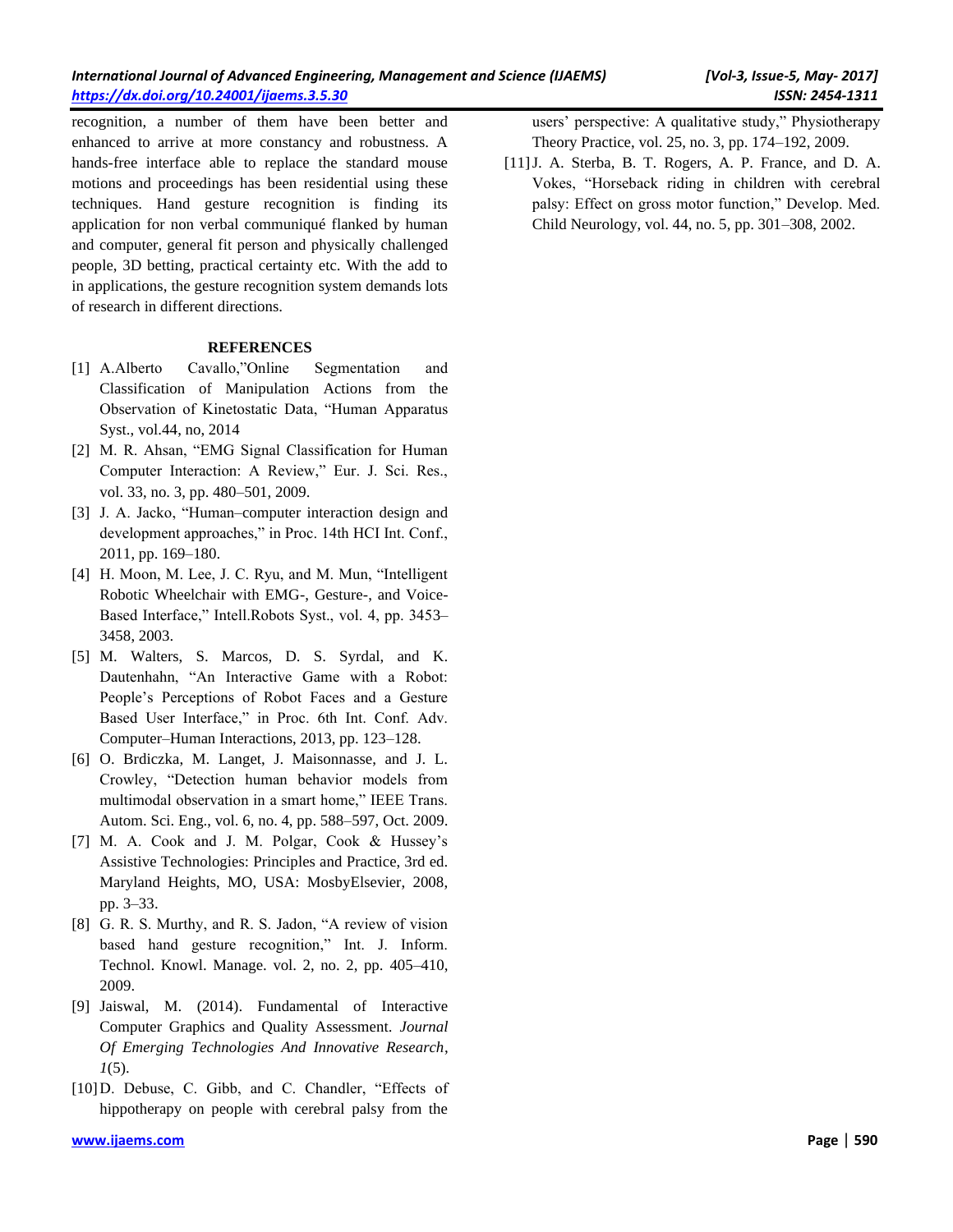recognition, a number of them have been better and enhanced to arrive at more constancy and robustness. A hands-free interface able to replace the standard mouse motions and proceedings has been residential using these techniques. Hand gesture recognition is finding its application for non verbal communiqué flanked by human and computer, general fit person and physically challenged people, 3D betting, practical certainty etc. With the add to in applications, the gesture recognition system demands lots of research in different directions.

## REFERENCES

[1] A.Alberto Cavallo,"Online Segmentation and Classification of Manipulation Actions from the Observation of Kinetostatic Data, "Human Apparatus Syst., vol.44, no, 2014

[2] M. R. Ahsan, "EMG Signal Classification for Human Computer Interaction: A Review," Eur. J. Sci. Res., vol. 33, no. 3, pp. 480–501, 2009.

[3] J. A. Jacko, "Human–computer interaction design and development approaches," in Proc. 14th HCI Int. Conf., 2011, pp. 169–180.

[4] H. Moon, M. Lee, J. C. Ryu, and M. Mun, "Intelligent Robotic Wheelchair with EMG-, Gesture-, and Voice-Based Interface," Intell.Robots Syst., vol. 4, pp. 3453–3458, 2003.

[5] M. Walters, S. Marcos, D. S. Syrdal, and K. Dautenhahn, "An Interactive Game with a Robot: People's Perceptions of Robot Faces and a Gesture Based User Interface," in Proc. 6th Int. Conf. Adv. Computer–Human Interactions, 2013, pp. 123–128.

[6] O. Brdiczka, M. Langet, J. Maisonnasse, and J. L. Crowley, "Detection human behavior models from multimodal observation in a smart home," IEEE Trans. Autom. Sci. Eng., vol. 6, no. 4, pp. 588–597, Oct. 2009.

[7] M. A. Cook and J. M. Polgar, Cook & Hussey's Assistive Technologies: Principles and Practice, 3rd ed. Maryland Heights, MO, USA: MosbyElsevier, 2008, pp. 3–33.

[8] G. R. S. Murthy, and R. S. Jadon, "A review of vision based hand gesture recognition," Int. J. Inform. Technol. Knowl. Manage. vol. 2, no. 2, pp. 405–410, 2009.

[9] Jaiswal, M. (2014). Fundamental of Interactive Computer Graphics and Quality Assessment. *Journal Of Emerging Technologies And Innovative Research*, *1*(5).

[10] D. Debuse, C. Gibb, and C. Chandler, "Effects of hippotherapy on people with cerebral palsy from the users' perspective: A qualitative study," Physiotherapy Theory Practice, vol. 25, no. 3, pp. 174–192, 2009.

[11] J. A. Sterba, B. T. Rogers, A. P. France, and D. A. Vokes, "Horseback riding in children with cerebral palsy: Effect on gross motor function," Develop. Med. Child Neurology, vol. 44, no. 5, pp. 301–308, 2002.